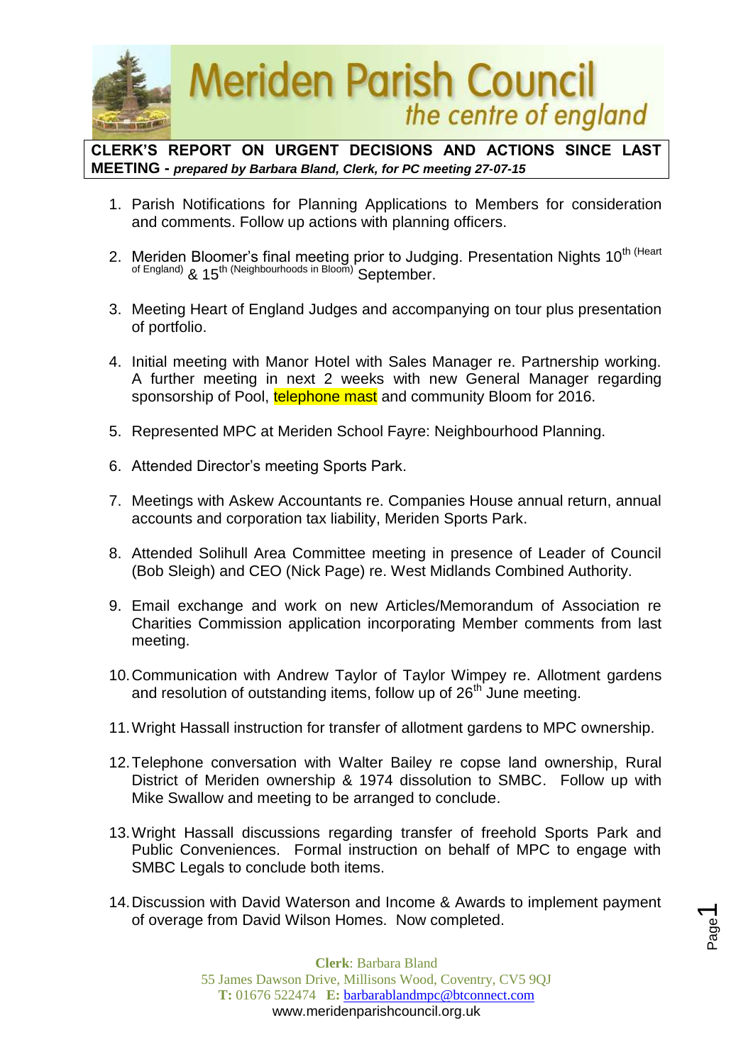# Meriden Parish Council

*the centre of england*

**CLERK'S REPORT ON URGENT DECISIONS AND ACTIONS SINCE LAST MEETING -** ***prepared by Barbara Bland, Clerk, for PC meeting 27-07-15***

1. Parish Notifications for Planning Applications to Members for consideration and comments. Follow up actions with planning officers.

2. Meriden Bloomer's final meeting prior to Judging. Presentation Nights 10th (Heart of England) & 15th (Neighbourhoods in Bloom) September.

3. Meeting Heart of England Judges and accompanying on tour plus presentation of portfolio.

4. Initial meeting with Manor Hotel with Sales Manager re. Partnership working. A further meeting in next 2 weeks with new General Manager regarding sponsorship of Pool, telephone mast and community Bloom for 2016.

5. Represented MPC at Meriden School Fayre: Neighbourhood Planning.

6. Attended Director's meeting Sports Park.

7. Meetings with Askew Accountants re. Companies House annual return, annual accounts and corporation tax liability, Meriden Sports Park.

8. Attended Solihull Area Committee meeting in presence of Leader of Council (Bob Sleigh) and CEO (Nick Page) re. West Midlands Combined Authority.

9. Email exchange and work on new Articles/Memorandum of Association re Charities Commission application incorporating Member comments from last meeting.

10. Communication with Andrew Taylor of Taylor Wimpey re. Allotment gardens and resolution of outstanding items, follow up of 26th June meeting.

11. Wright Hassall instruction for transfer of allotment gardens to MPC ownership.

12. Telephone conversation with Walter Bailey re copse land ownership, Rural District of Meriden ownership & 1974 dissolution to SMBC. Follow up with Mike Swallow and meeting to be arranged to conclude.

13. Wright Hassall discussions regarding transfer of freehold Sports Park and Public Conveniences. Formal instruction on behalf of MPC to engage with SMBC Legals to conclude both items.

14. Discussion with David Waterson and Income & Awards to implement payment of overage from David Wilson Homes. Now completed.

**Clerk**: Barbara Bland
55 James Dawson Drive, Millisons Wood, Coventry, CV5 9QJ
**T:** 01676 522474 **E:** barbarablandmpc@btconnect.com
www.meridenparishcouncil.org.uk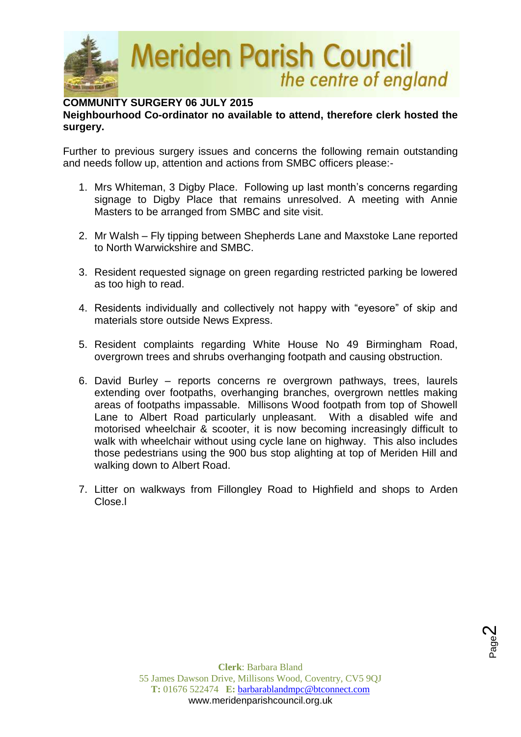**COMMUNITY SURGERY 06 JULY 2015**

**Neighbourhood Co-ordinator no available to attend, therefore clerk hosted the surgery.**

Further to previous surgery issues and concerns the following remain outstanding and needs follow up, attention and actions from SMBC officers please:-

1. Mrs Whiteman, 3 Digby Place. Following up last month's concerns regarding signage to Digby Place that remains unresolved. A meeting with Annie Masters to be arranged from SMBC and site visit.

2. Mr Walsh – Fly tipping between Shepherds Lane and Maxstoke Lane reported to North Warwickshire and SMBC.

3. Resident requested signage on green regarding restricted parking be lowered as too high to read.

4. Residents individually and collectively not happy with "eyesore" of skip and materials store outside News Express.

5. Resident complaints regarding White House No 49 Birmingham Road, overgrown trees and shrubs overhanging footpath and causing obstruction.

6. David Burley – reports concerns re overgrown pathways, trees, laurels extending over footpaths, overhanging branches, overgrown nettles making areas of footpaths impassable. Millisons Wood footpath from top of Showell Lane to Albert Road particularly unpleasant. With a disabled wife and motorised wheelchair & scooter, it is now becoming increasingly difficult to walk with wheelchair without using cycle lane on highway. This also includes those pedestrians using the 900 bus stop alighting at top of Meriden Hill and walking down to Albert Road.

7. Litter on walkways from Fillongley Road to Highfield and shops to Arden Close.l